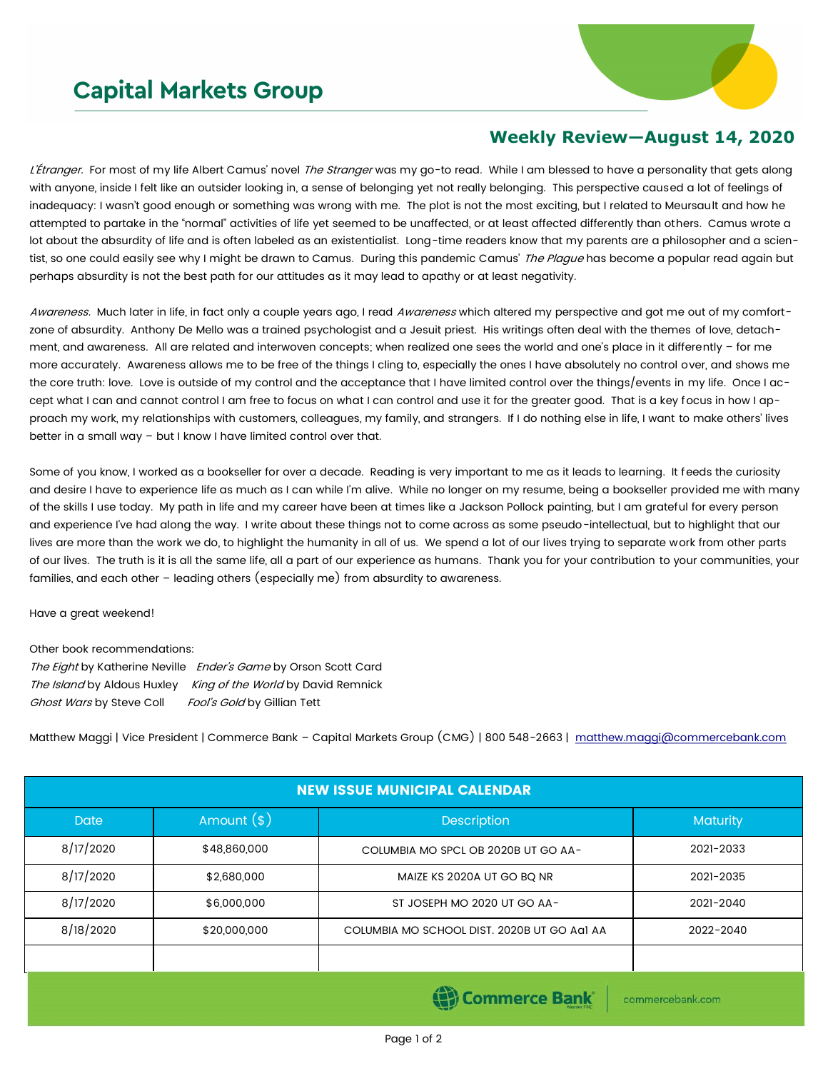# Capital Markets Group

## Weekly Review—August 14, 2020

*L'Étranger.* For most of my life Albert Camus' novel *The Stranger* was my go-to read. While I am blessed to have a personality that gets along with anyone, inside I felt like an outsider looking in, a sense of belonging yet not really belonging. This perspective caused a lot of feelings of inadequacy: I wasn't good enough or something was wrong with me. The plot is not the most exciting, but I related to Meursault and how he attempted to partake in the "normal" activities of life yet seemed to be unaffected, or at least affected differently than others. Camus wrote a lot about the absurdity of life and is often labeled as an existentialist. Long-time readers know that my parents are a philosopher and a scientist, so one could easily see why I might be drawn to Camus. During this pandemic Camus' *The Plague* has become a popular read again but perhaps absurdity is not the best path for our attitudes as it may lead to apathy or at least negativity.

*Awareness.* Much later in life, in fact only a couple years ago, I read *Awareness* which altered my perspective and got me out of my comfort-zone of absurdity. Anthony De Mello was a trained psychologist and a Jesuit priest. His writings often deal with the themes of love, detachment, and awareness. All are related and interwoven concepts; when realized one sees the world and one's place in it differently – for me more accurately. Awareness allows me to be free of the things I cling to, especially the ones I have absolutely no control over, and shows me the core truth: love. Love is outside of my control and the acceptance that I have limited control over the things/events in my life. Once I accept what I can and cannot control I am free to focus on what I can control and use it for the greater good. That is a key focus in how I approach my work, my relationships with customers, colleagues, my family, and strangers. If I do nothing else in life, I want to make others' lives better in a small way – but I know I have limited control over that.

Some of you know, I worked as a bookseller for over a decade. Reading is very important to me as it leads to learning. It feeds the curiosity and desire I have to experience life as much as I can while I'm alive. While no longer on my resume, being a bookseller provided me with many of the skills I use today. My path in life and my career have been at times like a Jackson Pollock painting, but I am grateful for every person and experience I've had along the way. I write about these things not to come across as some pseudo-intellectual, but to highlight that our lives are more than the work we do, to highlight the humanity in all of us. We spend a lot of our lives trying to separate work from other parts of our lives. The truth is it is all the same life, all a part of our experience as humans. Thank you for your contribution to your communities, your families, and each other – leading others (especially me) from absurdity to awareness.

Have a great weekend!

Other book recommendations:
*The Eight* by Katherine Neville *Ender's Game* by Orson Scott Card
*The Island* by Aldous Huxley *King of the World* by David Remnick
*Ghost Wars* by Steve Coll *Fool's Gold* by Gillian Tett

Matthew Maggi | Vice President | Commerce Bank – Capital Markets Group (CMG) | 800 548-2663 | matthew.maggi@commercebank.com

| NEW ISSUE MUNICIPAL CALENDAR | | | |
|---|---|---|---|
| Date | Amount ($) | Description | Maturity |
| 8/17/2020 | $48,860,000 | COLUMBIA MO SPCL OB 2020B UT GO AA- | 2021-2033 |
| 8/17/2020 | $2,680,000 | MAIZE KS 2020A UT GO BQ NR | 2021-2035 |
| 8/17/2020 | $6,000,000 | ST JOSEPH MO 2020 UT GO AA- | 2021-2040 |
| 8/18/2020 | $20,000,000 | COLUMBIA MO SCHOOL DIST. 2020B UT GO Aa1 AA | 2022-2040 |
| | | | |

Commerce Bank | commercebank.com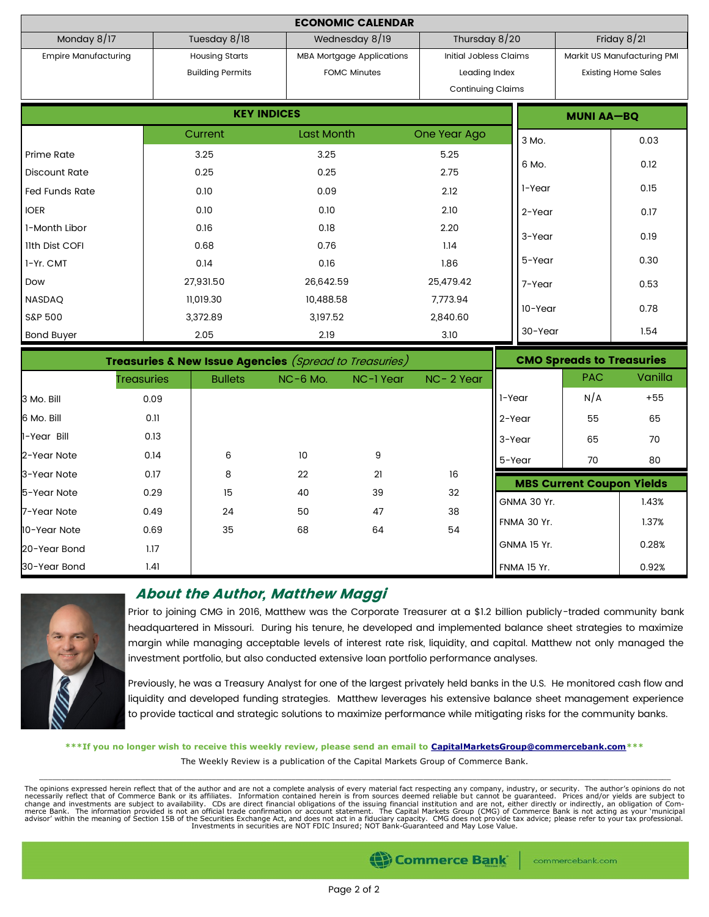## ECONOMIC CALENDAR

| Monday 8/17 | Tuesday 8/18 | Wednesday 8/19 | Thursday 8/20 | Friday 8/21 |
|---|---|---|---|---|
| Empire Manufacturing | Housing Starts | MBA Mortgage Applications | Initial Jobless Claims | Markit US Manufacturing PMI |
| | Building Permits | FOMC Minutes | Leading Index | Existing Home Sales |
| | | | Continuing Claims | |

## KEY INDICES

| | Current | Last Month | One Year Ago |
|---|---|---|---|
| Prime Rate | 3.25 | 3.25 | 5.25 |
| Discount Rate | 0.25 | 0.25 | 2.75 |
| Fed Funds Rate | 0.10 | 0.09 | 2.12 |
| IOER | 0.10 | 0.10 | 2.10 |
| 1-Month Libor | 0.16 | 0.18 | 2.20 |
| 11th Dist COFI | 0.68 | 0.76 | 1.14 |
| 1-Yr. CMT | 0.14 | 0.16 | 1.86 |
| Dow | 27,931.50 | 26,642.59 | 25,479.42 |
| NASDAQ | 11,019.30 | 10,488.58 | 7,773.94 |
| S&P 500 | 3,372.89 | 3,197.52 | 2,840.60 |
| Bond Buyer | 2.05 | 2.19 | 3.10 |

## MUNI AA—BQ

| | |
|---|---|
| 3 Mo. | 0.03 |
| 6 Mo. | 0.12 |
| 1-Year | 0.15 |
| 2-Year | 0.17 |
| 3-Year | 0.19 |
| 5-Year | 0.30 |
| 7-Year | 0.53 |
| 10-Year | 0.78 |
| 30-Year | 1.54 |

## Treasuries & New Issue Agencies *(Spread to Treasuries)*

| | Treasuries | Bullets | NC-6 Mo. | NC-1 Year | NC- 2 Year |
|---|---|---|---|---|---|
| 3 Mo. Bill | 0.09 | | | | |
| 6 Mo. Bill | 0.11 | | | | |
| 1-Year Bill | 0.13 | | | | |
| 2-Year Note | 0.14 | 6 | 10 | 9 | |
| 3-Year Note | 0.17 | 8 | 22 | 21 | 16 |
| 5-Year Note | 0.29 | 15 | 40 | 39 | 32 |
| 7-Year Note | 0.49 | 24 | 50 | 47 | 38 |
| 10-Year Note | 0.69 | 35 | 68 | 64 | 54 |
| 20-Year Bond | 1.17 | | | | |
| 30-Year Bond | 1.41 | | | | |

## CMO Spreads to Treasuries

| | PAC | Vanilla |
|---|---|---|
| 1-Year | N/A | +55 |
| 2-Year | 55 | 65 |
| 3-Year | 65 | 70 |
| 5-Year | 70 | 80 |

## MBS Current Coupon Yields

| | |
|---|---|
| GNMA 30 Yr. | 1.43% |
| FNMA 30 Yr. | 1.37% |
| GNMA 15 Yr. | 0.28% |
| FNMA 15 Yr. | 0.92% |

## *About the Author, Matthew Maggi*

Prior to joining CMG in 2016, Matthew was the Corporate Treasurer at a $1.2 billion publicly-traded community bank headquartered in Missouri. During his tenure, he developed and implemented balance sheet strategies to maximize margin while managing acceptable levels of interest rate risk, liquidity, and capital. Matthew not only managed the investment portfolio, but also conducted extensive loan portfolio performance analyses.

Previously, he was a Treasury Analyst for one of the largest privately held banks in the U.S. He monitored cash flow and liquidity and developed funding strategies. Matthew leverages his extensive balance sheet management experience to provide tactical and strategic solutions to maximize performance while mitigating risks for the community banks.

**\*\*\*If you no longer wish to receive this weekly review, please send an email to CapitalMarketsGroup@commercebank.com\*\*\***

The Weekly Review is a publication of the Capital Markets Group of Commerce Bank.

The opinions expressed herein reflect that of the author and are not a complete analysis of every material fact respecting any company, industry, or security. The author's opinions do not necessarily reflect that of Commerce Bank or its affiliates. Information contained herein is from sources deemed reliable but cannot be guaranteed. Prices and/or yields are subject to change and investments are subject to availability. CDs are direct financial obligations of the issuing financial institution and are not, either directly or indirectly, an obligation of Commerce Bank. The information provided is not an official trade confirmation or account statement. The Capital Markets Group (CMG) of Commerce Bank is not acting as your 'municipal advisor' within the meaning of Section 15B of the Securities Exchange Act, and does not act in a fiduciary capacity. CMG does not provide tax advice; please refer to your tax professional. Investments in securities are NOT FDIC Insured; NOT Bank-Guaranteed and May Lose Value.

Commerce Bank | commercebank.com